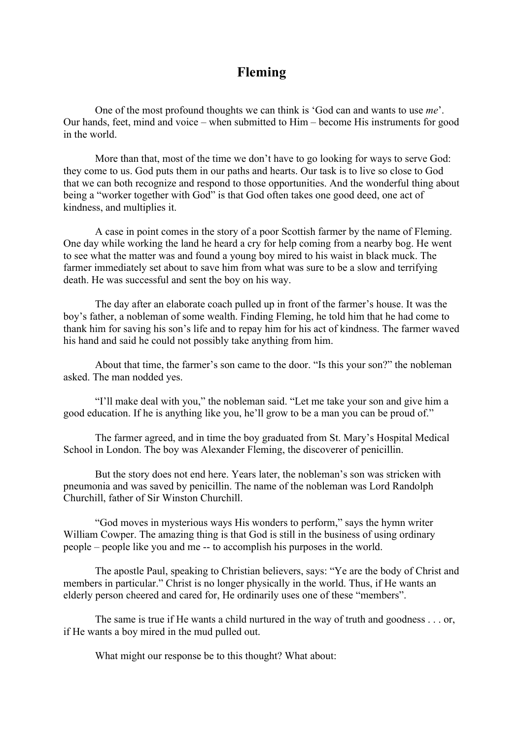# Fleming

One of the most profound thoughts we can think is 'God can and wants to use *me*'. Our hands, feet, mind and voice – when submitted to Him – become His instruments for good in the world.

More than that, most of the time we don't have to go looking for ways to serve God: they come to us. God puts them in our paths and hearts. Our task is to live so close to God that we can both recognize and respond to those opportunities. And the wonderful thing about being a "worker together with God" is that God often takes one good deed, one act of kindness, and multiplies it.

A case in point comes in the story of a poor Scottish farmer by the name of Fleming. One day while working the land he heard a cry for help coming from a nearby bog. He went to see what the matter was and found a young boy mired to his waist in black muck. The farmer immediately set about to save him from what was sure to be a slow and terrifying death. He was successful and sent the boy on his way.

The day after an elaborate coach pulled up in front of the farmer's house. It was the boy's father, a nobleman of some wealth. Finding Fleming, he told him that he had come to thank him for saving his son's life and to repay him for his act of kindness. The farmer waved his hand and said he could not possibly take anything from him.

About that time, the farmer's son came to the door. "Is this your son?" the nobleman asked. The man nodded yes.

"I'll make deal with you," the nobleman said. "Let me take your son and give him a good education. If he is anything like you, he'll grow to be a man you can be proud of."

The farmer agreed, and in time the boy graduated from St. Mary's Hospital Medical School in London. The boy was Alexander Fleming, the discoverer of penicillin.

But the story does not end here. Years later, the nobleman's son was stricken with pneumonia and was saved by penicillin. The name of the nobleman was Lord Randolph Churchill, father of Sir Winston Churchill.

"God moves in mysterious ways His wonders to perform," says the hymn writer William Cowper. The amazing thing is that God is still in the business of using ordinary people – people like you and me -- to accomplish his purposes in the world.

The apostle Paul, speaking to Christian believers, says: "Ye are the body of Christ and members in particular." Christ is no longer physically in the world. Thus, if He wants an elderly person cheered and cared for, He ordinarily uses one of these "members".

The same is true if He wants a child nurtured in the way of truth and goodness . . . or, if He wants a boy mired in the mud pulled out.

What might our response be to this thought? What about: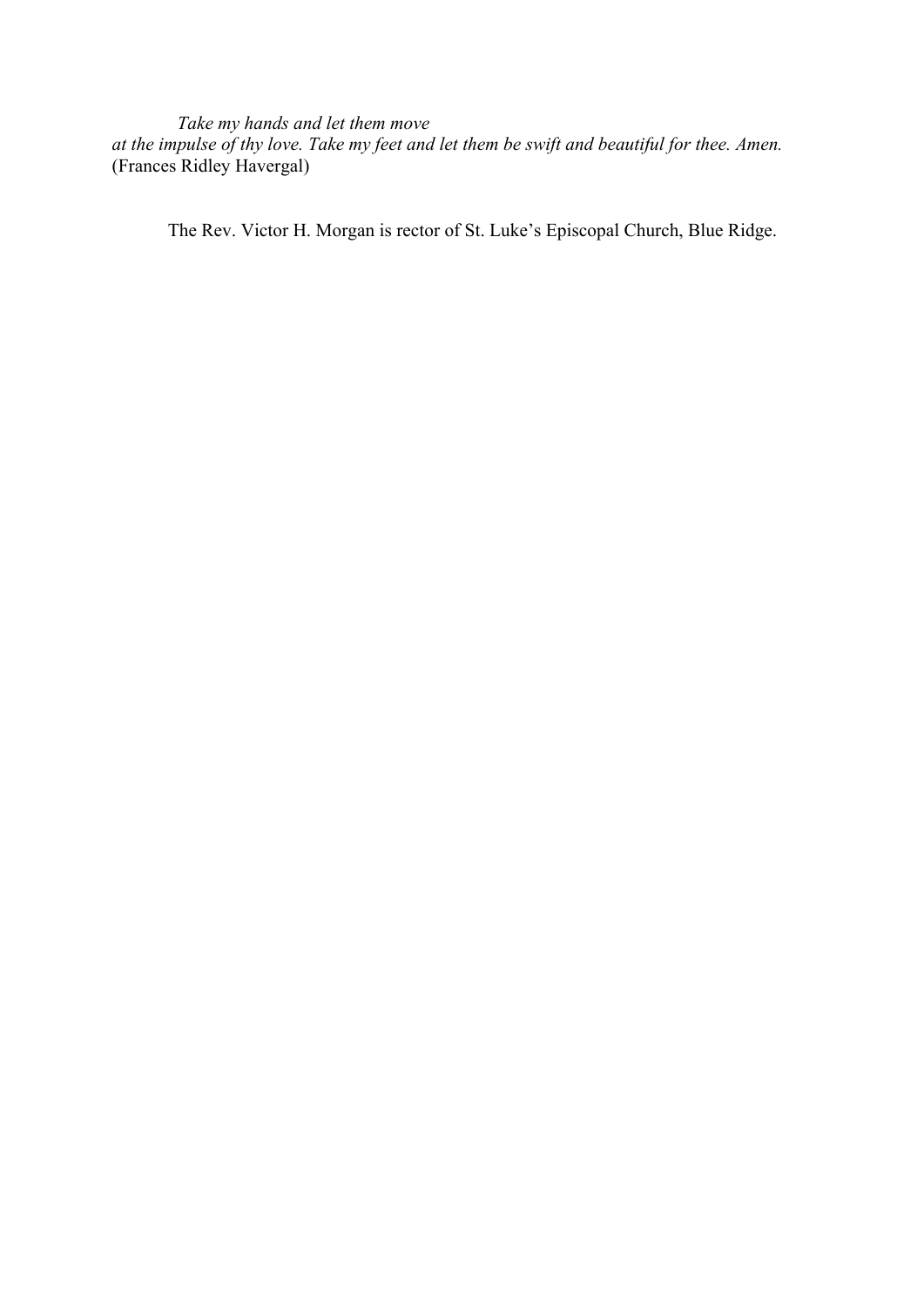*Take my hands and let them move*
*at the impulse of thy love. Take my feet and let them be swift and beautiful for thee. Amen.*
(Frances Ridley Havergal)

The Rev. Victor H. Morgan is rector of St. Luke's Episcopal Church, Blue Ridge.